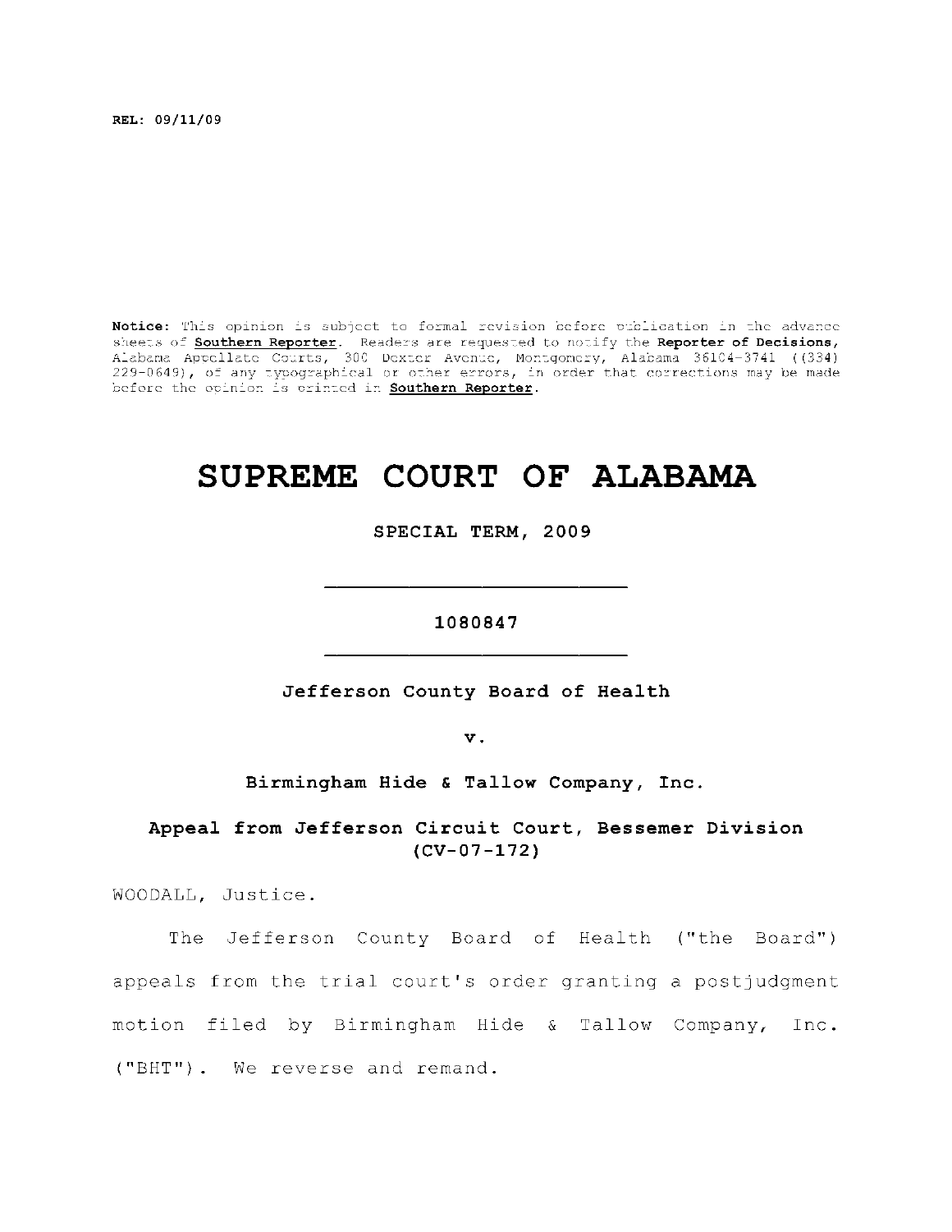REL: 09/11/09

**Notice:** This opinion is subject to formal revision before publication in the advance sheets of **Southern Reporter**. Readers are requested to notify the **Reporter of Decisions**, Alabama Appellate Courts, 300 Dexter Avenue, Montgomery, Alabama 36104-3741 ((334) 229-0649), of any typographical or other errors, in order that corrections may be made before the opinion is printed in **Southern Reporter**.

# SUPREME COURT OF ALABAMA

**SPECIAL TERM, 2009**

---

**1080847**

---

**Jefferson County Board of Health**

**v.**

**Birmingham Hide & Tallow Company, Inc.**

**Appeal from Jefferson Circuit Court, Bessemer Division (CV-07-172)**

WOODALL, Justice.

The Jefferson County Board of Health ("the Board") appeals from the trial court's order granting a postjudgment motion filed by Birmingham Hide & Tallow Company, Inc. ("BHT"). We reverse and remand.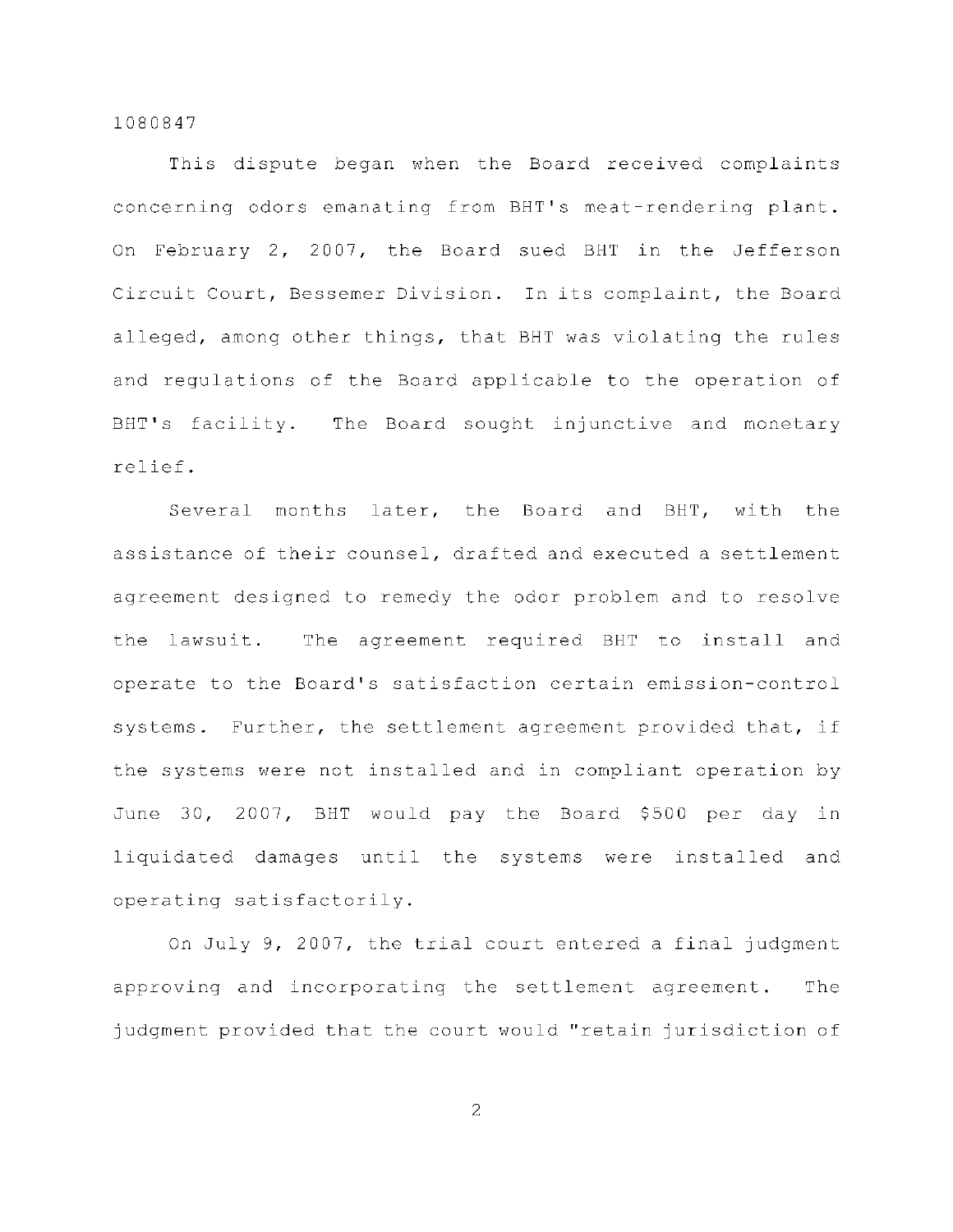This dispute began when the Board received complaints concerning odors emanating from BHT's meat-rendering plant. On February 2, 2007, the Board sued BHT in the Jefferson Circuit Court, Bessemer Division. In its complaint, the Board alleged, among other things, that BHT was violating the rules and regulations of the Board applicable to the operation of BHT's facility. The Board sought injunctive and monetary relief.

Several months later, the Board and BHT, with the assistance of their counsel, drafted and executed a settlement agreement designed to remedy the odor problem and to resolve the lawsuit. The agreement required BHT to install and operate to the Board's satisfaction certain emission-control systems. Further, the settlement agreement provided that, if the systems were not installed and in compliant operation by June 30, 2007, BHT would pay the Board $500 per day in liquidated damages until the systems were installed and operating satisfactorily.

On July 9, 2007, the trial court entered a final judgment approving and incorporating the settlement agreement. The judgment provided that the court would "retain jurisdiction of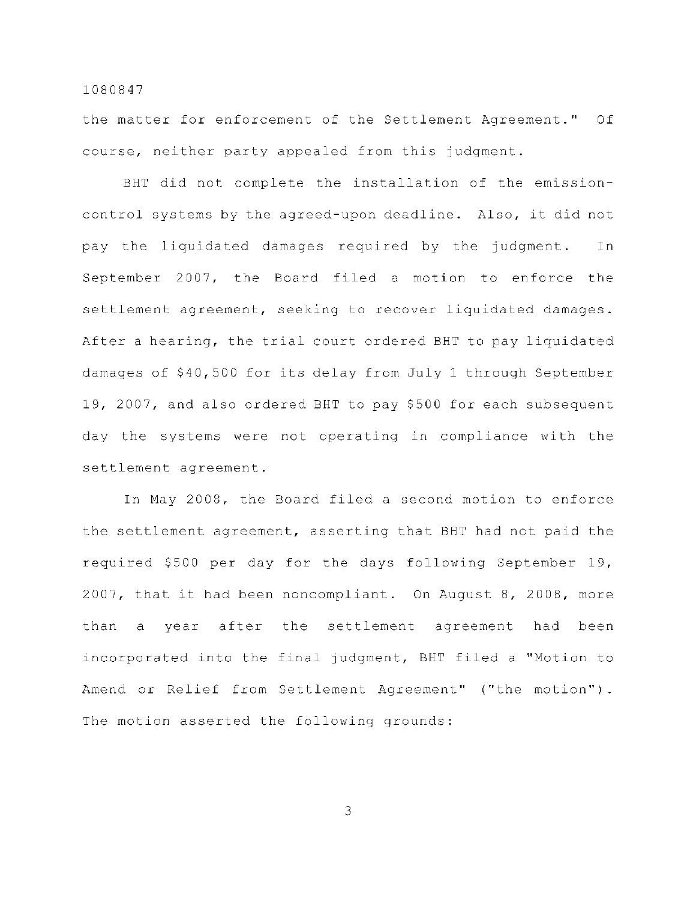the matter for enforcement of the Settlement Agreement." Of course, neither party appealed from this judgment.

BHT did not complete the installation of the emission-control systems by the agreed-upon deadline. Also, it did not pay the liquidated damages required by the judgment. In September 2007, the Board filed a motion to enforce the settlement agreement, seeking to recover liquidated damages. After a hearing, the trial court ordered BHT to pay liquidated damages of $40,500 for its delay from July 1 through September 19, 2007, and also ordered BHT to pay $500 for each subsequent day the systems were not operating in compliance with the settlement agreement.

In May 2008, the Board filed a second motion to enforce the settlement agreement, asserting that BHT had not paid the required $500 per day for the days following September 19, 2007, that it had been noncompliant. On August 8, 2008, more than a year after the settlement agreement had been incorporated into the final judgment, BHT filed a "Motion to Amend or Relief from Settlement Agreement" ("the motion"). The motion asserted the following grounds: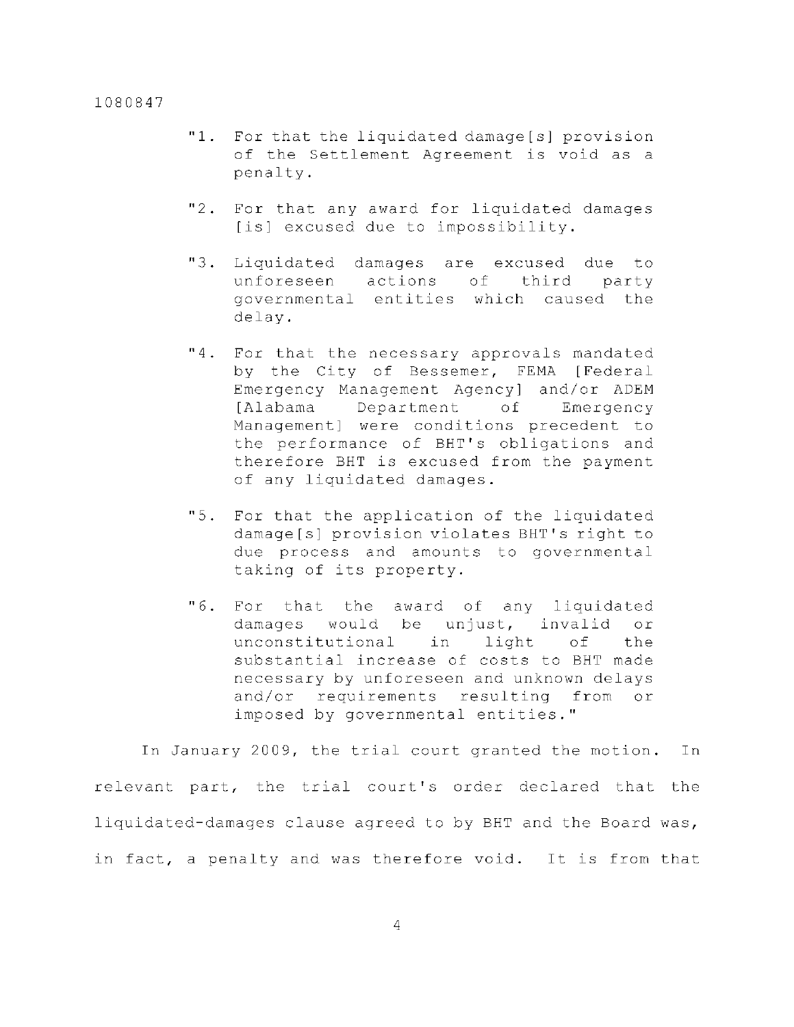"1. For that the liquidated damage[s] provision of the Settlement Agreement is void as a penalty.

"2. For that any award for liquidated damages [is] excused due to impossibility.

"3. Liquidated damages are excused due to unforeseen actions of third party governmental entities which caused the delay.

"4. For that the necessary approvals mandated by the City of Bessemer, FEMA [Federal Emergency Management Agency] and/or ADEM [Alabama Department of Emergency Management] were conditions precedent to the performance of BHT's obligations and therefore BHT is excused from the payment of any liquidated damages.

"5. For that the application of the liquidated damage[s] provision violates BHT's right to due process and amounts to governmental taking of its property.

"6. For that the award of any liquidated damages would be unjust, invalid or unconstitutional in light of the substantial increase of costs to BHT made necessary by unforeseen and unknown delays and/or requirements resulting from or imposed by governmental entities."

In January 2009, the trial court granted the motion. In relevant part, the trial court's order declared that the liquidated-damages clause agreed to by BHT and the Board was, in fact, a penalty and was therefore void. It is from that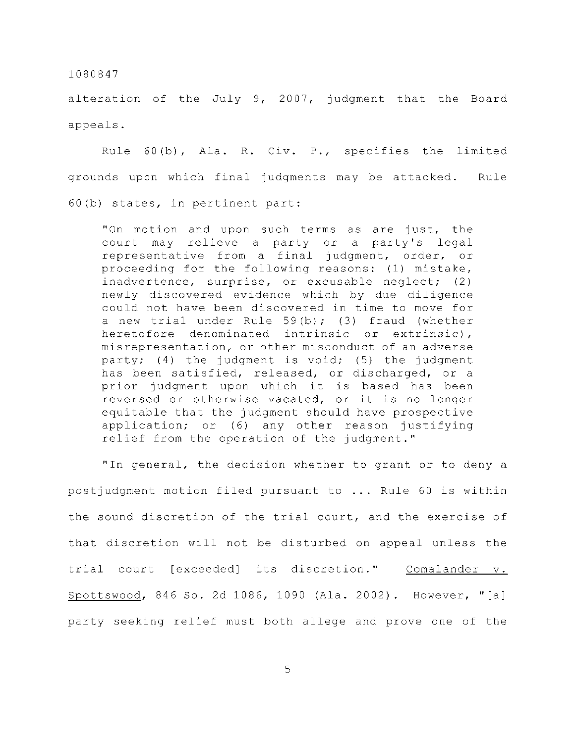alteration of the July 9, 2007, judgment that the Board appeals.

Rule 60(b), Ala. R. Civ. P., specifies the limited grounds upon which final judgments may be attacked. Rule 60(b) states, in pertinent part:

> "On motion and upon such terms as are just, the court may relieve a party or a party's legal representative from a final judgment, order, or proceeding for the following reasons: (1) mistake, inadvertence, surprise, or excusable neglect; (2) newly discovered evidence which by due diligence could not have been discovered in time to move for a new trial under Rule 59(b); (3) fraud (whether heretofore denominated intrinsic or extrinsic), misrepresentation, or other misconduct of an adverse party; (4) the judgment is void; (5) the judgment has been satisfied, released, or discharged, or a prior judgment upon which it is based has been reversed or otherwise vacated, or it is no longer equitable that the judgment should have prospective application; or (6) any other reason justifying relief from the operation of the judgment."

"In general, the decision whether to grant or to deny a postjudgment motion filed pursuant to ... Rule 60 is within the sound discretion of the trial court, and the exercise of that discretion will not be disturbed on appeal unless the trial court [exceeded] its discretion." Comalander v. Spottswood, 846 So. 2d 1086, 1090 (Ala. 2002). However, "[a] party seeking relief must both allege and prove one of the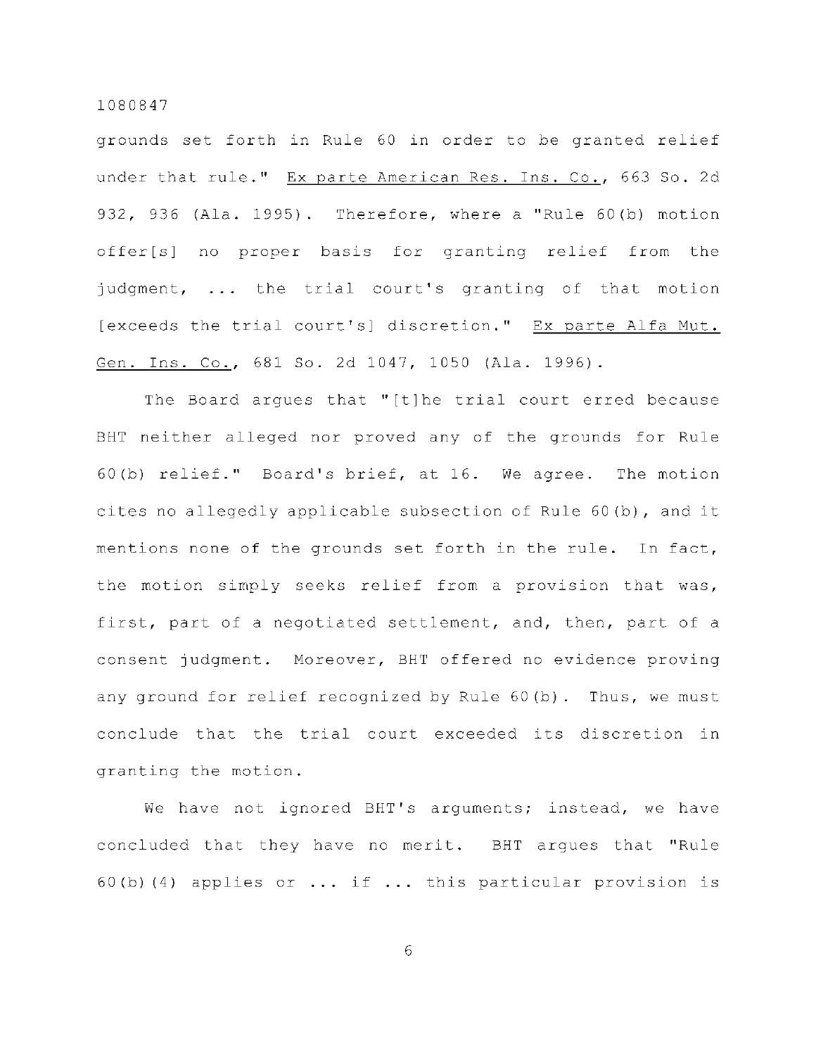grounds set forth in Rule 60 in order to be granted relief under that rule." Ex parte American Res. Ins. Co., 663 So. 2d 932, 936 (Ala. 1995). Therefore, where a "Rule 60(b) motion offer[s] no proper basis for granting relief from the judgment, ... the trial court's granting of that motion [exceeds the trial court's] discretion." Ex parte Alfa Mut. Gen. Ins. Co., 681 So. 2d 1047, 1050 (Ala. 1996).

The Board argues that "[t]he trial court erred because BHT neither alleged nor proved any of the grounds for Rule 60(b) relief." Board's brief, at 16. We agree. The motion cites no allegedly applicable subsection of Rule 60(b), and it mentions none of the grounds set forth in the rule. In fact, the motion simply seeks relief from a provision that was, first, part of a negotiated settlement, and, then, part of a consent judgment. Moreover, BHT offered no evidence proving any ground for relief recognized by Rule 60(b). Thus, we must conclude that the trial court exceeded its discretion in granting the motion.

We have not ignored BHT's arguments; instead, we have concluded that they have no merit. BHT argues that "Rule 60(b)(4) applies or ... if ... this particular provision is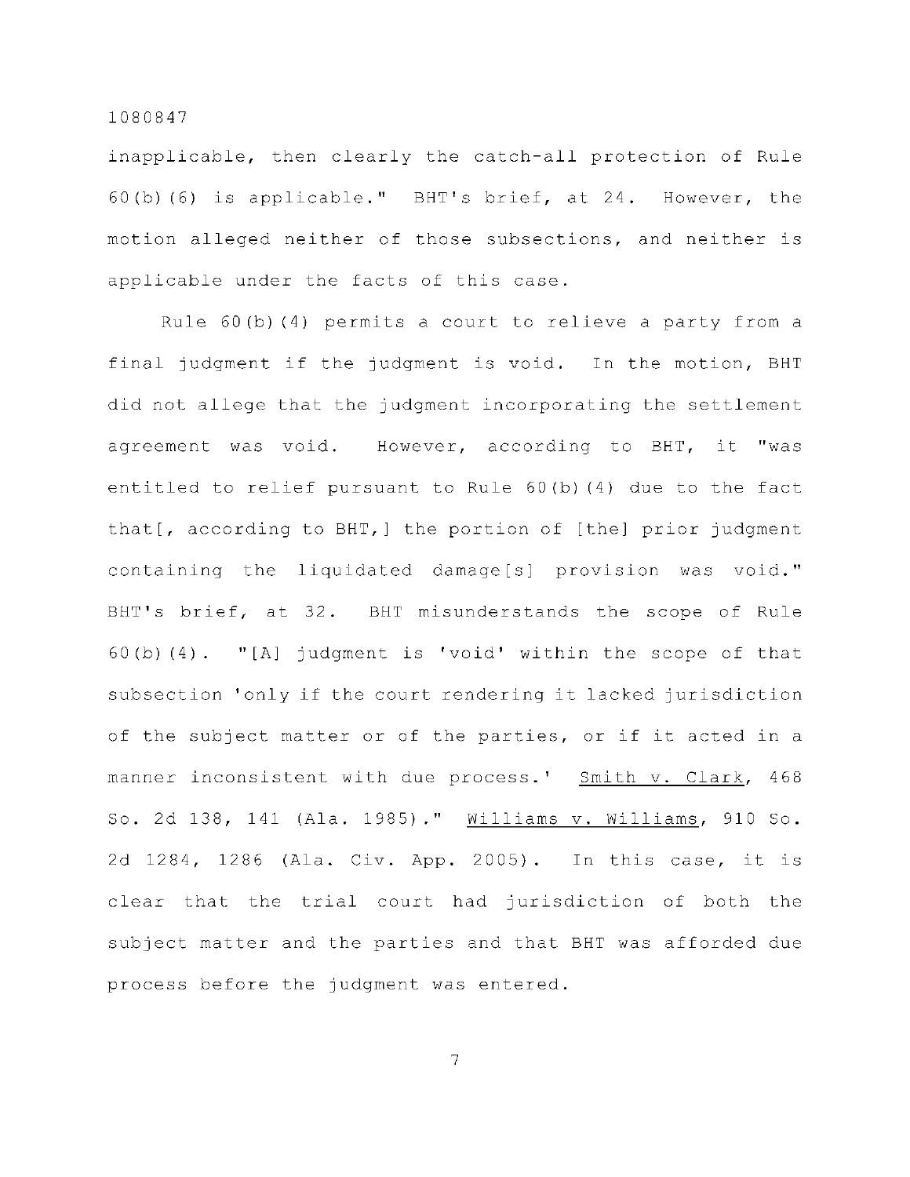inapplicable, then clearly the catch-all protection of Rule 60(b)(6) is applicable." BHT's brief, at 24. However, the motion alleged neither of those subsections, and neither is applicable under the facts of this case.

Rule 60(b)(4) permits a court to relieve a party from a final judgment if the judgment is void. In the motion, BHT did not allege that the judgment incorporating the settlement agreement was void. However, according to BHT, it "was entitled to relief pursuant to Rule 60(b)(4) due to the fact that[, according to BHT,] the portion of [the] prior judgment containing the liquidated damage[s] provision was void." BHT's brief, at 32. BHT misunderstands the scope of Rule 60(b)(4). "[A] judgment is 'void' within the scope of that subsection 'only if the court rendering it lacked jurisdiction of the subject matter or of the parties, or if it acted in a manner inconsistent with due process.' Smith v. Clark, 468 So. 2d 138, 141 (Ala. 1985)." Williams v. Williams, 910 So. 2d 1284, 1286 (Ala. Civ. App. 2005). In this case, it is clear that the trial court had jurisdiction of both the subject matter and the parties and that BHT was afforded due process before the judgment was entered.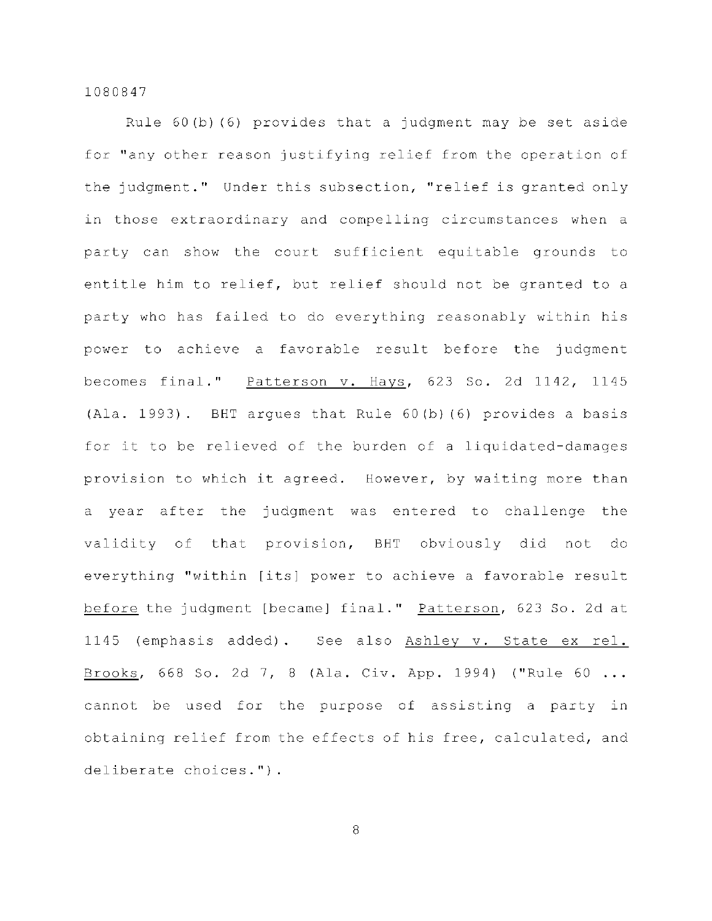Rule 60(b)(6) provides that a judgment may be set aside for "any other reason justifying relief from the operation of the judgment." Under this subsection, "relief is granted only in those extraordinary and compelling circumstances when a party can show the court sufficient equitable grounds to entitle him to relief, but relief should not be granted to a party who has failed to do everything reasonably within his power to achieve a favorable result before the judgment becomes final." Patterson v. Hays, 623 So. 2d 1142, 1145 (Ala. 1993). BHT argues that Rule 60(b)(6) provides a basis for it to be relieved of the burden of a liquidated-damages provision to which it agreed. However, by waiting more than a year after the judgment was entered to challenge the validity of that provision, BHT obviously did not do everything "within [its] power to achieve a favorable result before the judgment [became] final." Patterson, 623 So. 2d at 1145 (emphasis added). See also Ashley v. State ex rel. Brooks, 668 So. 2d 7, 8 (Ala. Civ. App. 1994) ("Rule 60 ... cannot be used for the purpose of assisting a party in obtaining relief from the effects of his free, calculated, and deliberate choices.").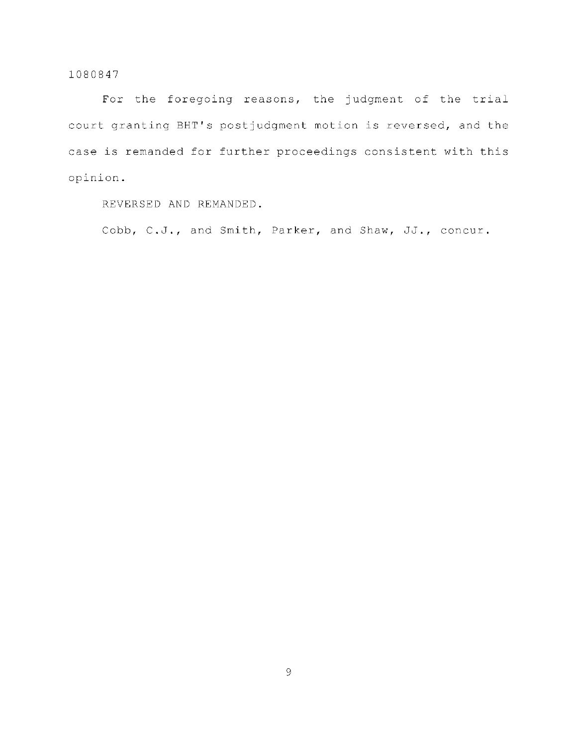For the foregoing reasons, the judgment of the trial court granting BHT's postjudgment motion is reversed, and the case is remanded for further proceedings consistent with this opinion.

REVERSED AND REMANDED.

Cobb, C.J., and Smith, Parker, and Shaw, JJ., concur.